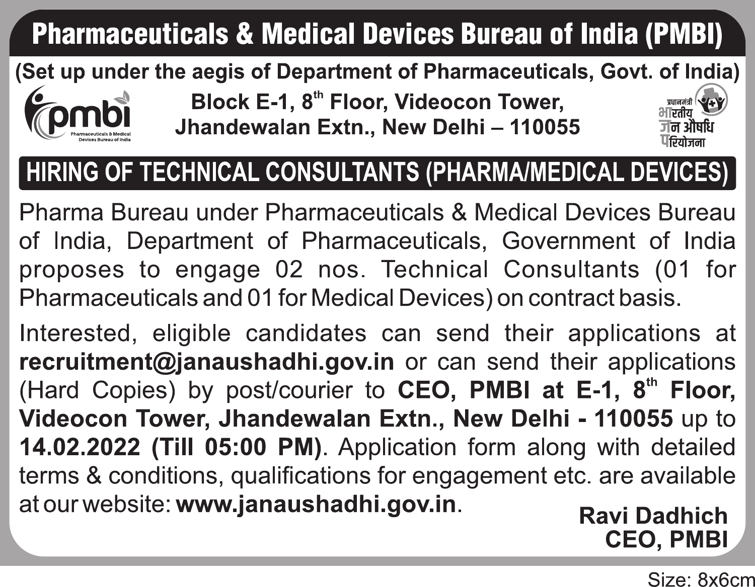# Pharmaceuticals & Medical Devices Bureau of India (PMBI)

**(Set up under the aegis of Department of Pharmaceuticals, Govt. of India)**

**Block E-1, 8th Floor, Videocon Tower, Jhandewalan Extn., New Delhi – 110055**

प्रधानमंत्री भारतीय जन औषधि परियोजना

## HIRING OF TECHNICAL CONSULTANTS (PHARMA/MEDICAL DEVICES)

Pharma Bureau under Pharmaceuticals & Medical Devices Bureau of India, Department of Pharmaceuticals, Government of India proposes to engage 02 nos. Technical Consultants (01 for Pharmaceuticals and 01 for Medical Devices) on contract basis.

Interested, eligible candidates can send their applications at **recruitment@janaushadhi.gov.in** or can send their applications (Hard Copies) by post/courier to **CEO, PMBI at E-1, 8th Floor, Videocon Tower, Jhandewalan Extn., New Delhi - 110055** up to **14.02.2022 (Till 05:00 PM)**. Application form along with detailed terms & conditions, qualifications for engagement etc. are available at our website: **www.janaushadhi.gov.in**.

**Ravi Dadhich**
**CEO, PMBI**

Size: 8x6cm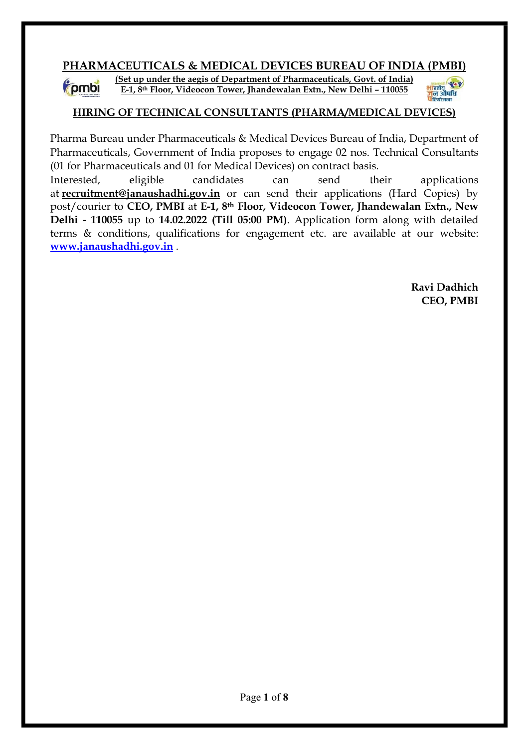# PHARMACEUTICALS & MEDICAL DEVICES BUREAU OF INDIA (PMBI)

**(Set up under the aegis of Department of Pharmaceuticals, Govt. of India)**
**E-1, 8th Floor, Videocon Tower, Jhandewalan Extn., New Delhi – 110055**

## HIRING OF TECHNICAL CONSULTANTS (PHARMA/MEDICAL DEVICES)

Pharma Bureau under Pharmaceuticals & Medical Devices Bureau of India, Department of Pharmaceuticals, Government of India proposes to engage 02 nos. Technical Consultants (01 for Pharmaceuticals and 01 for Medical Devices) on contract basis.

Interested, eligible candidates can send their applications at **recruitment@janaushadhi.gov.in** or can send their applications (Hard Copies) by post/courier to **CEO, PMBI** at **E-1, 8th Floor, Videocon Tower, Jhandewalan Extn., New Delhi - 110055** up to **14.02.2022 (Till 05:00 PM)**. Application form along with detailed terms & conditions, qualifications for engagement etc. are available at our website: **www.janaushadhi.gov.in** .

**Ravi Dadhich**
**CEO, PMBI**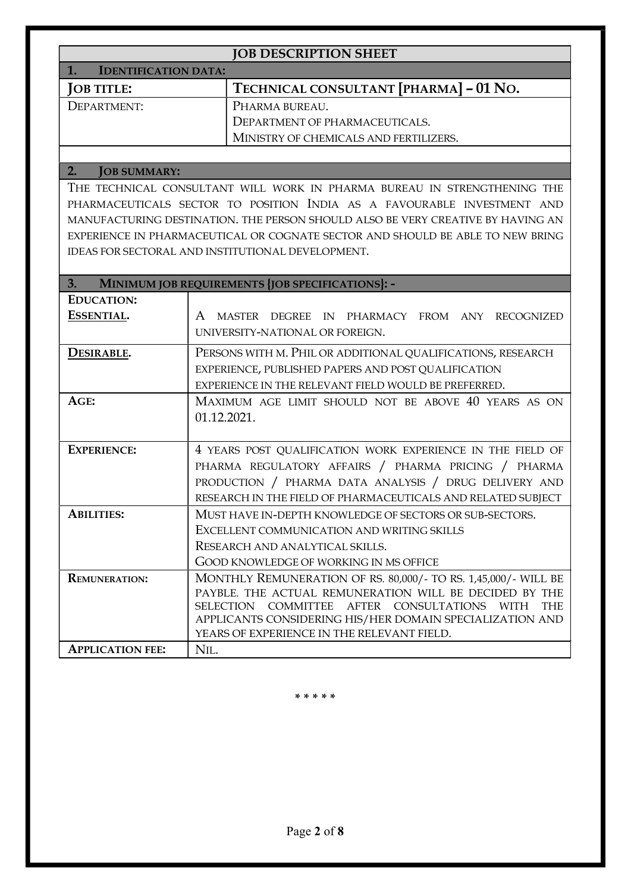# JOB DESCRIPTION SHEET

## 1. IDENTIFICATION DATA:

| **JOB TITLE:** | **TECHNICAL CONSULTANT [PHARMA] – 01 NO.** |
|---|---|
| DEPARTMENT: | PHARMA BUREAU.<br>DEPARTMENT OF PHARMACEUTICALS.<br>MINISTRY OF CHEMICALS AND FERTILIZERS. |

## 2. JOB SUMMARY:

THE TECHNICAL CONSULTANT WILL WORK IN PHARMA BUREAU IN STRENGTHENING THE PHARMACEUTICALS SECTOR TO POSITION INDIA AS A FAVOURABLE INVESTMENT AND MANUFACTURING DESTINATION. THE PERSON SHOULD ALSO BE VERY CREATIVE BY HAVING AN EXPERIENCE IN PHARMACEUTICAL OR COGNATE SECTOR AND SHOULD BE ABLE TO NEW BRING IDEAS FOR SECTORAL AND INSTITUTIONAL DEVELOPMENT.

## 3. MINIMUM JOB REQUIREMENTS {JOB SPECIFICATIONS}: -

| | |
|---|---|
| **EDUCATION:**<br>**ESSENTIAL.** | A MASTER DEGREE IN PHARMACY FROM ANY RECOGNIZED UNIVERSITY-NATIONAL OR FOREIGN. |
| **DESIRABLE.** | PERSONS WITH M. PHIL OR ADDITIONAL QUALIFICATIONS, RESEARCH EXPERIENCE, PUBLISHED PAPERS AND POST QUALIFICATION EXPERIENCE IN THE RELEVANT FIELD WOULD BE PREFERRED. |
| **AGE:** | MAXIMUM AGE LIMIT SHOULD NOT BE ABOVE 40 YEARS AS ON 01.12.2021. |
| **EXPERIENCE:** | 4 YEARS POST QUALIFICATION WORK EXPERIENCE IN THE FIELD OF PHARMA REGULATORY AFFAIRS / PHARMA PRICING / PHARMA PRODUCTION / PHARMA DATA ANALYSIS / DRUG DELIVERY AND RESEARCH IN THE FIELD OF PHARMACEUTICALS AND RELATED SUBJECT |
| **ABILITIES:** | MUST HAVE IN-DEPTH KNOWLEDGE OF SECTORS OR SUB-SECTORS.<br>EXCELLENT COMMUNICATION AND WRITING SKILLS<br>RESEARCH AND ANALYTICAL SKILLS.<br>GOOD KNOWLEDGE OF WORKING IN MS OFFICE |
| **REMUNERATION:** | MONTHLY REMUNERATION OF RS. 80,000/- TO RS. 1,45,000/- WILL BE PAYBLE. THE ACTUAL REMUNERATION WILL BE DECIDED BY THE SELECTION COMMITTEE AFTER CONSULTATIONS WITH THE APPLICANTS CONSIDERING HIS/HER DOMAIN SPECIALIZATION AND YEARS OF EXPERIENCE IN THE RELEVANT FIELD. |
| **APPLICATION FEE:** | NIL. |

\* \* \* \* \*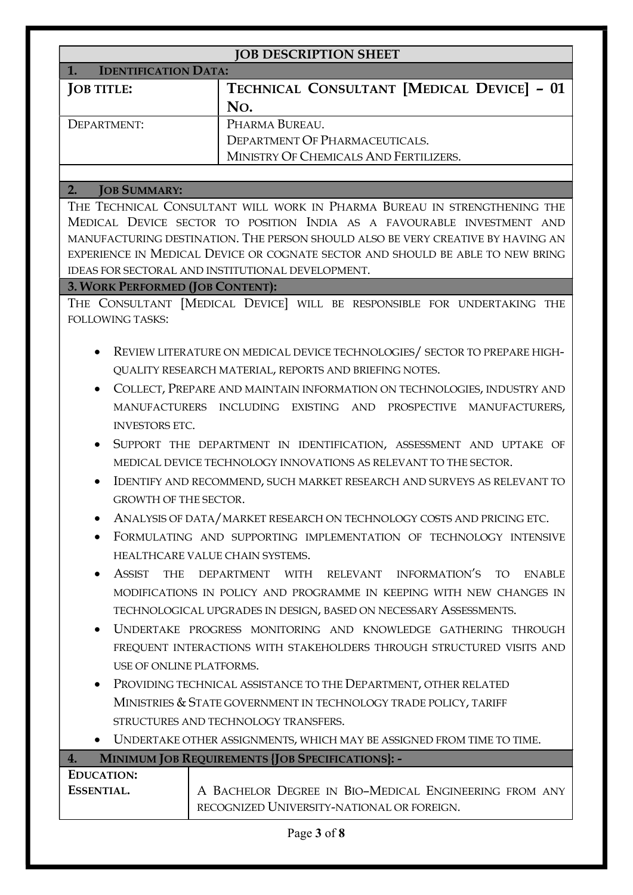# JOB DESCRIPTION SHEET

## 1. IDENTIFICATION DATA:

| | |
|---|---|
| **JOB TITLE:** | **TECHNICAL CONSULTANT [MEDICAL DEVICE] – 01 NO.** |
| DEPARTMENT: | PHARMA BUREAU.<br>DEPARTMENT OF PHARMACEUTICALS.<br>MINISTRY OF CHEMICALS AND FERTILIZERS. |

## 2. JOB SUMMARY:

THE TECHNICAL CONSULTANT WILL WORK IN PHARMA BUREAU IN STRENGTHENING THE MEDICAL DEVICE SECTOR TO POSITION INDIA AS A FAVOURABLE INVESTMENT AND MANUFACTURING DESTINATION. THE PERSON SHOULD ALSO BE VERY CREATIVE BY HAVING AN EXPERIENCE IN MEDICAL DEVICE OR COGNATE SECTOR AND SHOULD BE ABLE TO NEW BRING IDEAS FOR SECTORAL AND INSTITUTIONAL DEVELOPMENT.

## 3. WORK PERFORMED (JOB CONTENT):

THE CONSULTANT [MEDICAL DEVICE] WILL BE RESPONSIBLE FOR UNDERTAKING THE FOLLOWING TASKS:

- REVIEW LITERATURE ON MEDICAL DEVICE TECHNOLOGIES/ SECTOR TO PREPARE HIGH-QUALITY RESEARCH MATERIAL, REPORTS AND BRIEFING NOTES.
- COLLECT, PREPARE AND MAINTAIN INFORMATION ON TECHNOLOGIES, INDUSTRY AND MANUFACTURERS INCLUDING EXISTING AND PROSPECTIVE MANUFACTURERS, INVESTORS ETC.
- SUPPORT THE DEPARTMENT IN IDENTIFICATION, ASSESSMENT AND UPTAKE OF MEDICAL DEVICE TECHNOLOGY INNOVATIONS AS RELEVANT TO THE SECTOR.
- IDENTIFY AND RECOMMEND, SUCH MARKET RESEARCH AND SURVEYS AS RELEVANT TO GROWTH OF THE SECTOR.
- ANALYSIS OF DATA/MARKET RESEARCH ON TECHNOLOGY COSTS AND PRICING ETC.
- FORMULATING AND SUPPORTING IMPLEMENTATION OF TECHNOLOGY INTENSIVE HEALTHCARE VALUE CHAIN SYSTEMS.
- ASSIST THE DEPARTMENT WITH RELEVANT INFORMATION'S TO ENABLE MODIFICATIONS IN POLICY AND PROGRAMME IN KEEPING WITH NEW CHANGES IN TECHNOLOGICAL UPGRADES IN DESIGN, BASED ON NECESSARY ASSESSMENTS.
- UNDERTAKE PROGRESS MONITORING AND KNOWLEDGE GATHERING THROUGH FREQUENT INTERACTIONS WITH STAKEHOLDERS THROUGH STRUCTURED VISITS AND USE OF ONLINE PLATFORMS.
- PROVIDING TECHNICAL ASSISTANCE TO THE DEPARTMENT, OTHER RELATED MINISTRIES & STATE GOVERNMENT IN TECHNOLOGY TRADE POLICY, TARIFF STRUCTURES AND TECHNOLOGY TRANSFERS.
- UNDERTAKE OTHER ASSIGNMENTS, WHICH MAY BE ASSIGNED FROM TIME TO TIME.

## 4. MINIMUM JOB REQUIREMENTS {JOB SPECIFICATIONS}: -

| | |
|---|---|
| **EDUCATION:**<br>**ESSENTIAL.** | A BACHELOR DEGREE IN BIO–MEDICAL ENGINEERING FROM ANY RECOGNIZED UNIVERSITY-NATIONAL OR FOREIGN. |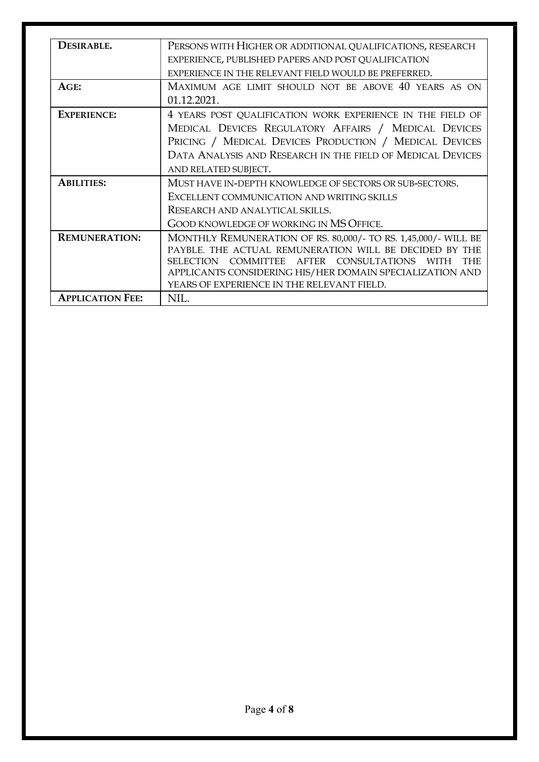| DESIRABLE. | PERSONS WITH HIGHER OR ADDITIONAL QUALIFICATIONS, RESEARCH EXPERIENCE, PUBLISHED PAPERS AND POST QUALIFICATION EXPERIENCE IN THE RELEVANT FIELD WOULD BE PREFERRED. |
|---|---|
| AGE: | MAXIMUM AGE LIMIT SHOULD NOT BE ABOVE 40 YEARS AS ON 01.12.2021. |
| EXPERIENCE: | 4 YEARS POST QUALIFICATION WORK EXPERIENCE IN THE FIELD OF MEDICAL DEVICES REGULATORY AFFAIRS / MEDICAL DEVICES PRICING / MEDICAL DEVICES PRODUCTION / MEDICAL DEVICES DATA ANALYSIS AND RESEARCH IN THE FIELD OF MEDICAL DEVICES AND RELATED SUBJECT. |
| ABILITIES: | MUST HAVE IN-DEPTH KNOWLEDGE OF SECTORS OR SUB-SECTORS.<br>EXCELLENT COMMUNICATION AND WRITING SKILLS<br>RESEARCH AND ANALYTICAL SKILLS.<br>GOOD KNOWLEDGE OF WORKING IN MS OFFICE. |
| REMUNERATION: | MONTHLY REMUNERATION OF RS. 80,000/- TO RS. 1,45,000/- WILL BE PAYBLE. THE ACTUAL REMUNERATION WILL BE DECIDED BY THE SELECTION COMMITTEE AFTER CONSULTATIONS WITH THE APPLICANTS CONSIDERING HIS/HER DOMAIN SPECIALIZATION AND YEARS OF EXPERIENCE IN THE RELEVANT FIELD. |
| APPLICATION FEE: | NIL. |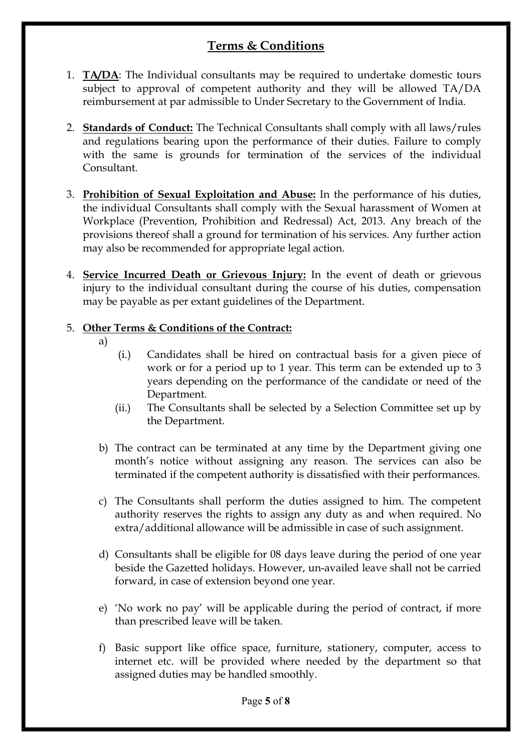## Terms & Conditions

1. **TA/DA**: The Individual consultants may be required to undertake domestic tours subject to approval of competent authority and they will be allowed TA/DA reimbursement at par admissible to Under Secretary to the Government of India.

2. **Standards of Conduct:** The Technical Consultants shall comply with all laws/rules and regulations bearing upon the performance of their duties. Failure to comply with the same is grounds for termination of the services of the individual Consultant.

3. **Prohibition of Sexual Exploitation and Abuse:** In the performance of his duties, the individual Consultants shall comply with the Sexual harassment of Women at Workplace (Prevention, Prohibition and Redressal) Act, 2013. Any breach of the provisions thereof shall a ground for termination of his services. Any further action may also be recommended for appropriate legal action.

4. **Service Incurred Death or Grievous Injury:** In the event of death or grievous injury to the individual consultant during the course of his duties, compensation may be payable as per extant guidelines of the Department.

5. **Other Terms & Conditions of the Contract:**

   a)
      (i.) Candidates shall be hired on contractual basis for a given piece of work or for a period up to 1 year. This term can be extended up to 3 years depending on the performance of the candidate or need of the Department.

      (ii.) The Consultants shall be selected by a Selection Committee set up by the Department.

   b) The contract can be terminated at any time by the Department giving one month's notice without assigning any reason. The services can also be terminated if the competent authority is dissatisfied with their performances.

   c) The Consultants shall perform the duties assigned to him. The competent authority reserves the rights to assign any duty as and when required. No extra/additional allowance will be admissible in case of such assignment.

   d) Consultants shall be eligible for 08 days leave during the period of one year beside the Gazetted holidays. However, un-availed leave shall not be carried forward, in case of extension beyond one year.

   e) 'No work no pay' will be applicable during the period of contract, if more than prescribed leave will be taken.

   f) Basic support like office space, furniture, stationery, computer, access to internet etc. will be provided where needed by the department so that assigned duties may be handled smoothly.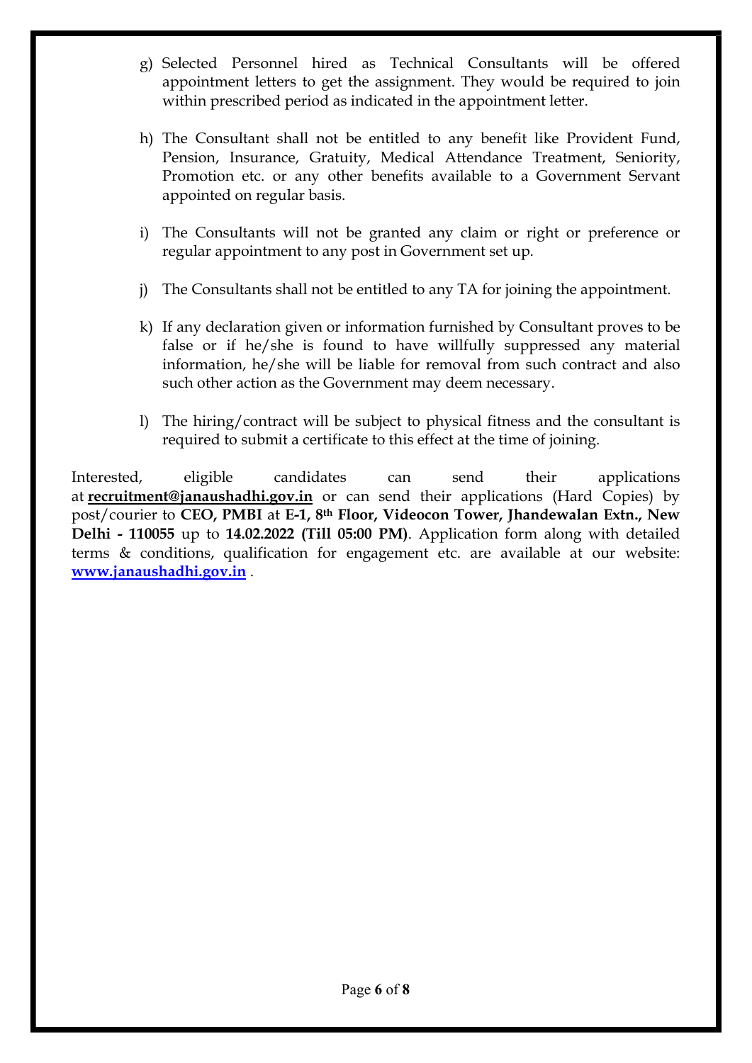g) Selected Personnel hired as Technical Consultants will be offered appointment letters to get the assignment. They would be required to join within prescribed period as indicated in the appointment letter.

h) The Consultant shall not be entitled to any benefit like Provident Fund, Pension, Insurance, Gratuity, Medical Attendance Treatment, Seniority, Promotion etc. or any other benefits available to a Government Servant appointed on regular basis.

i) The Consultants will not be granted any claim or right or preference or regular appointment to any post in Government set up.

j) The Consultants shall not be entitled to any TA for joining the appointment.

k) If any declaration given or information furnished by Consultant proves to be false or if he/she is found to have willfully suppressed any material information, he/she will be liable for removal from such contract and also such other action as the Government may deem necessary.

l) The hiring/contract will be subject to physical fitness and the consultant is required to submit a certificate to this effect at the time of joining.

Interested, eligible candidates can send their applications at **recruitment@janaushadhi.gov.in** or can send their applications (Hard Copies) by post/courier to **CEO, PMBI** at **E-1, 8th Floor, Videocon Tower, Jhandewalan Extn., New Delhi - 110055** up to **14.02.2022 (Till 05:00 PM)**. Application form along with detailed terms & conditions, qualification for engagement etc. are available at our website: **www.janaushadhi.gov.in** .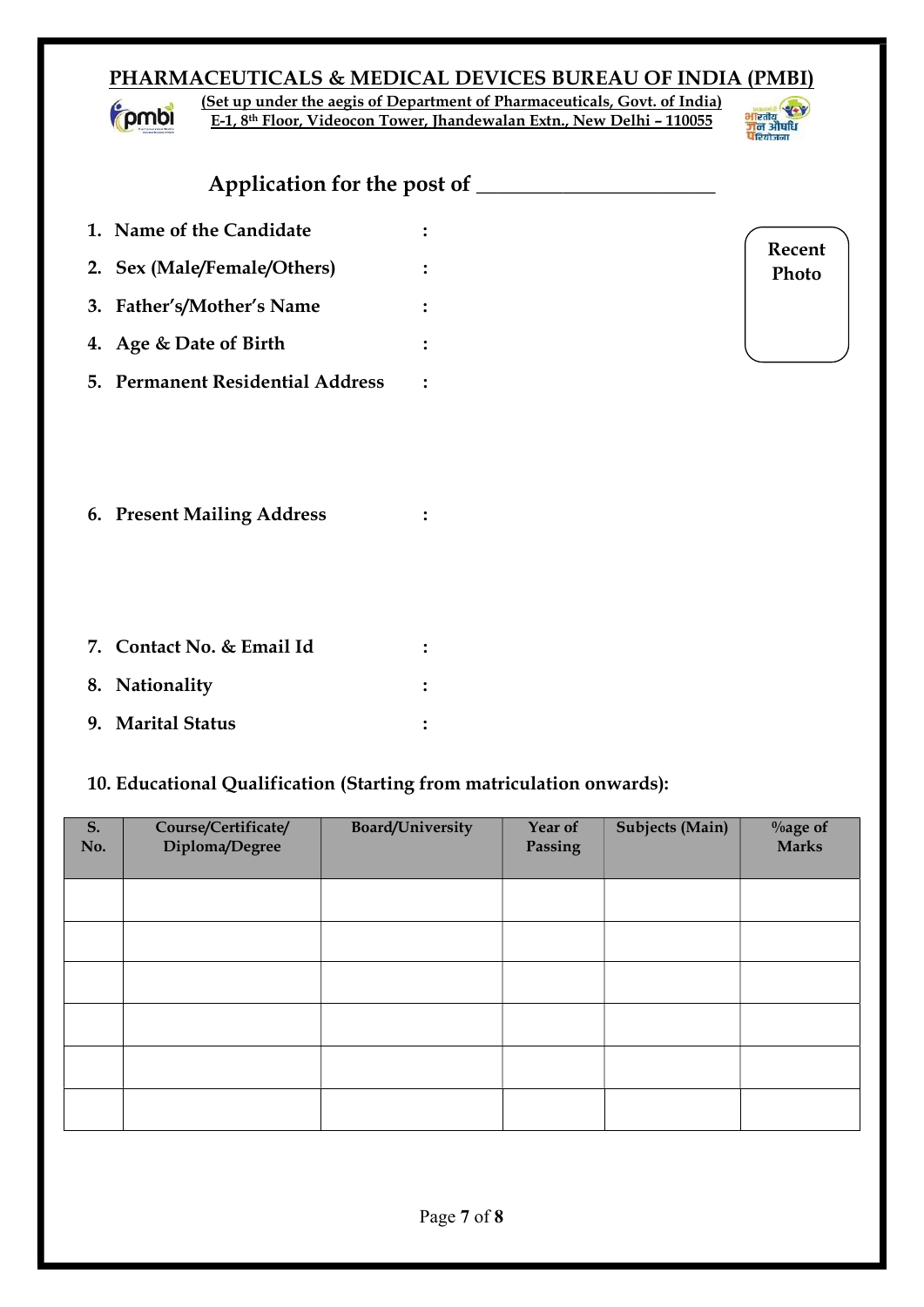## PHARMACEUTICALS & MEDICAL DEVICES BUREAU OF INDIA (PMBI)

**(Set up under the aegis of Department of Pharmaceuticals, Govt. of India)**
**E-1, 8th Floor, Videocon Tower, Jhandewalan Extn., New Delhi – 110055**

### Application for the post of ______________________

**Recent Photo**

1. **Name of the Candidate** :
2. **Sex (Male/Female/Others)** :
3. **Father's/Mother's Name** :
4. **Age & Date of Birth** :
5. **Permanent Residential Address** :
6. **Present Mailing Address** :
7. **Contact No. & Email Id** :
8. **Nationality** :
9. **Marital Status** :

**10. Educational Qualification (Starting from matriculation onwards):**

| S. No. | Course/Certificate/ Diploma/Degree | Board/University | Year of Passing | Subjects (Main) | %age of Marks |
|---|---|---|---|---|---|
| | | | | | |
| | | | | | |
| | | | | | |
| | | | | | |
| | | | | | |
| | | | | | |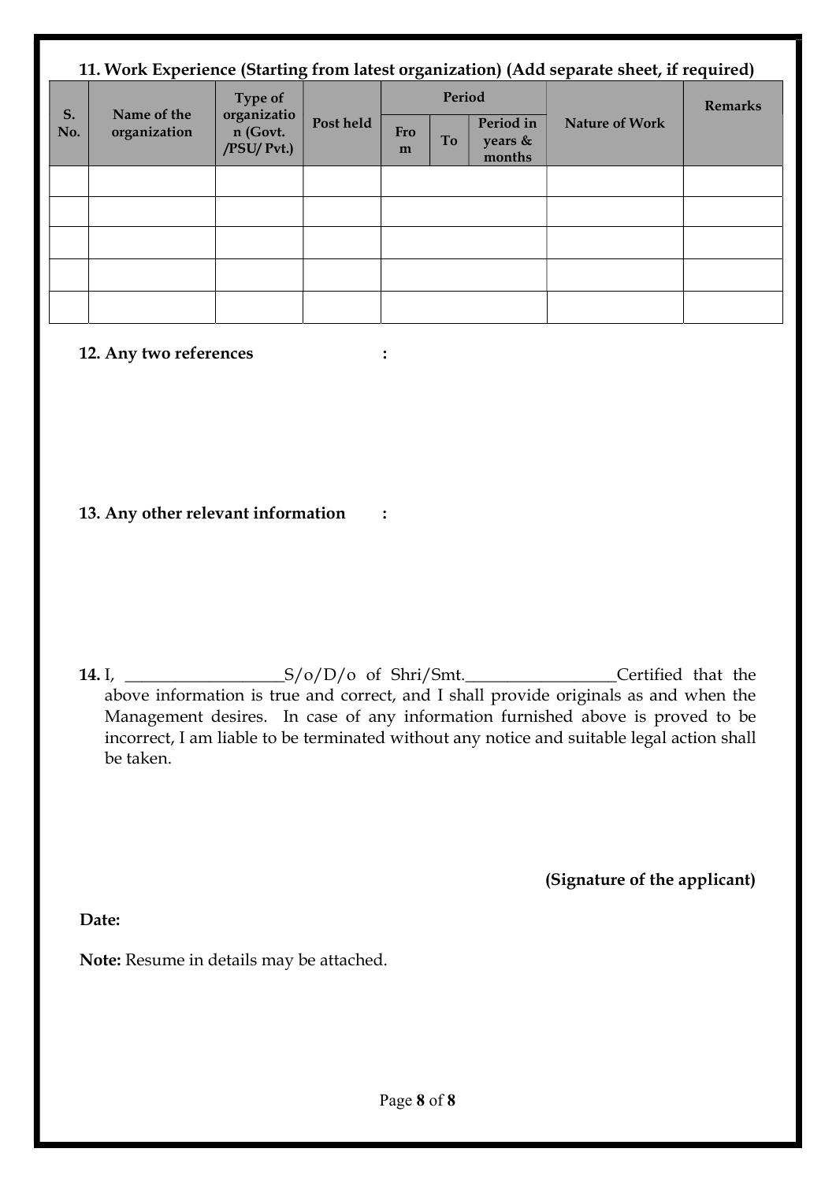**11. Work Experience (Starting from latest organization) (Add separate sheet, if required)**

| S. No. | Name of the organization | Type of organization (Govt. /PSU/ Pvt.) | Post held | Period | | | Nature of Work | Remarks |
|---|---|---|---|---|---|---|---|---|
| | | | | From | To | Period in years & months | | |
| | | | | | | | | |
| | | | | | | | | |
| | | | | | | | | |
| | | | | | | | | |
| | | | | | | | | |

**12. Any two references** :

**13. Any other relevant information** :

**14.** I, ___________________S/o/D/o of Shri/Smt.__________________Certified that the above information is true and correct, and I shall provide originals as and when the Management desires. In case of any information furnished above is proved to be incorrect, I am liable to be terminated without any notice and suitable legal action shall be taken.

**(Signature of the applicant)**

**Date:**

**Note:** Resume in details may be attached.